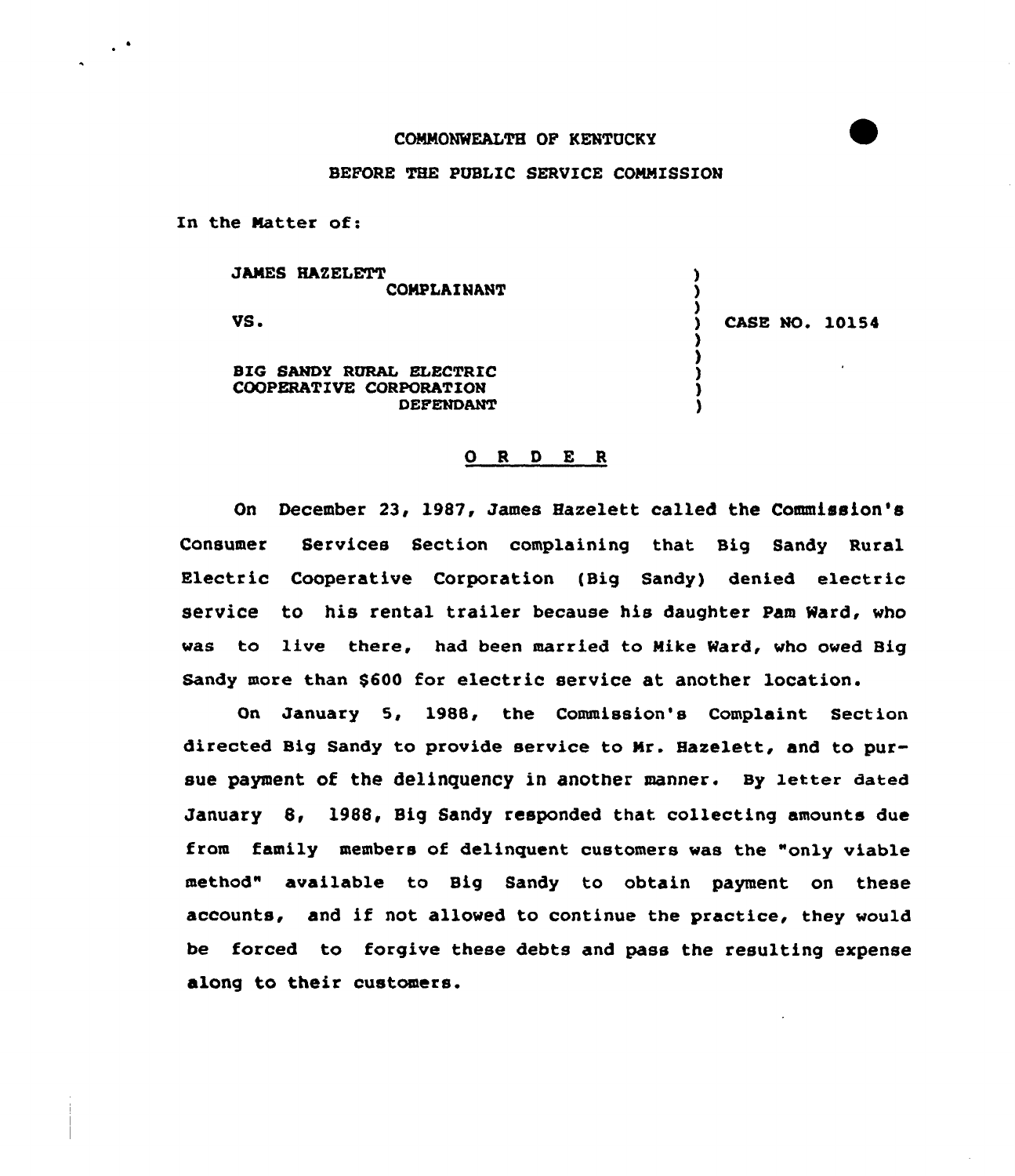COMMONWEALTH OF KENTUCKY

BEFORE THE PUBLIC SERVICE COMMISSION

In the Matter of:

| | |
|---|---|
| JAMES HAZELETT<br>COMPLAINANT<br><br>VS.<br><br>BIG SANDY RURAL ELECTRIC COOPERATIVE CORPORATION<br>DEFENDANT | CASE NO. 10154 |

## O R D E R

On December 23, 1987, James Hazelett called the Commission's Consumer Services Section complaining that Big Sandy Rural Electric Cooperative Corporation (Big Sandy) denied electric service to his rental trailer because his daughter Pam Ward, who was to live there, had been married to Mike Ward, who owed Big Sandy more than $600 for electric service at another location.

On January 5, 1988, the Commission's Complaint Section directed Big Sandy to provide service to Mr. Hazelett, and to pursue payment of the delinquency in another manner. By letter dated January 8, 1988, Big Sandy responded that collecting amounts due from family members of delinquent customers was the "only viable method" available to Big Sandy to obtain payment on these accounts, and if not allowed to continue the practice, they would be forced to forgive these debts and pass the resulting expense along to their customers.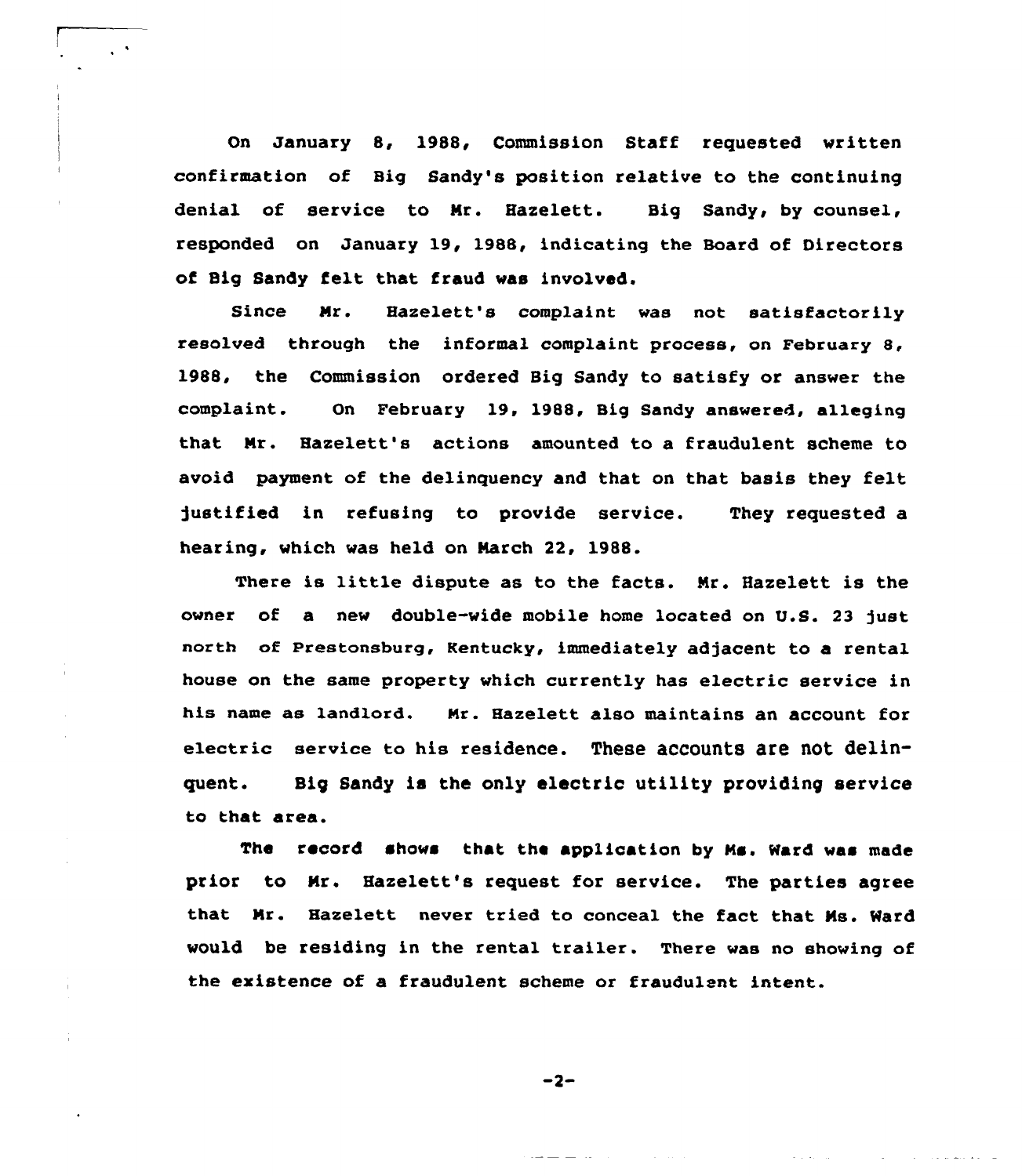On January 8, 1988, Commission Staff requested written confirmation of Big Sandy's position relative to the continuing denial of service to Mr. Hazelett. Big Sandy, by counsel, responded on January 19, 1988, indicating the Board of Directors of Big Sandy felt that fraud was involved.

Since Mr. Hazelett's complaint was not satisfactorily resolved through the informal complaint process, on February 8, 1988, the Commission ordered Big Sandy to satisfy or answer the complaint. On February 19, 1988, Big Sandy answered, alleging that Mr. Hazelett's actions amounted to a fraudulent scheme to avoid payment of the delinquency and that on that basis they felt justified in refusing to provide service. They requested a hearing, which was held on March 22, 1988.

There is little dispute as to the facts. Mr. Hazelett is the owner of a new double-wide mobile home located on U.S. 23 just north of Prestonsburg, Kentucky, immediately adjacent to a rental house on the same property which currently has electric service in his name as landlord. Mr. Hazelett also maintains an account for electric service to his residence. These accounts are not delinquent. Big Sandy is the only electric utility providing service to that area.

The record shows that the application by Ms. Ward was made prior to Mr. Hazelett's request for service. The parties agree that Mr. Hazelett never tried to conceal the fact that Ms. Ward would be residing in the rental trailer. There was no showing of the existence of a fraudulent scheme or fraudulent intent.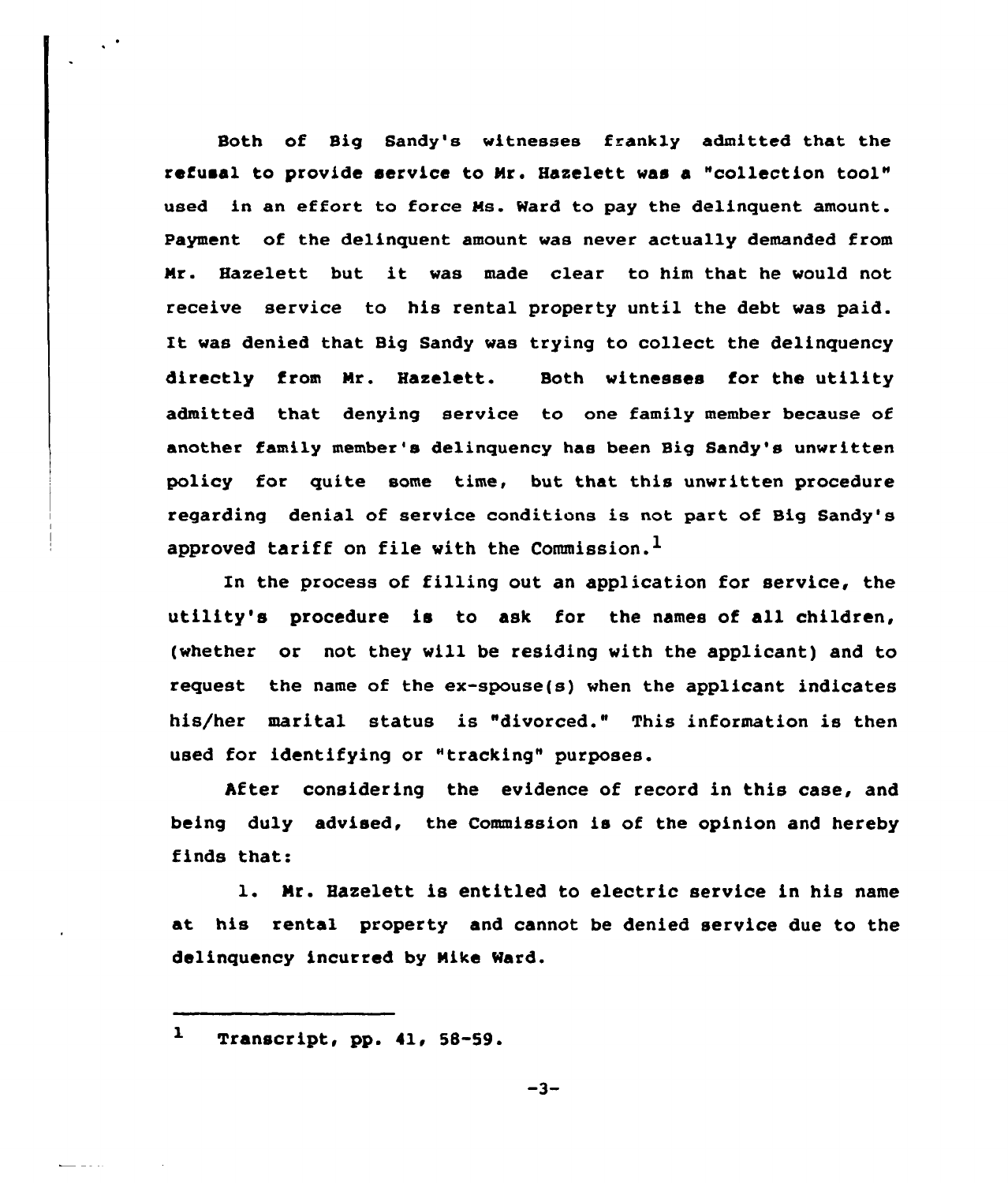Both of Big Sandy's witnesses frankly admitted that the refusal to provide service to Mr. Hazelett was a "collection tool" used in an effort to force Ms. Ward to pay the delinquent amount. Payment of the delinquent amount was never actually demanded from Mr. Hazelett but it was made clear to him that he would not receive service to his rental property until the debt was paid. It was denied that Big Sandy was trying to collect the delinquency directly from Mr. Hazelett. Both witnesses for the utility admitted that denying service to one family member because of another family member's delinquency has been Big Sandy's unwritten policy for quite some time, but that this unwritten procedure regarding denial of service conditions is not part of Big Sandy's approved tariff on file with the Commission.[1]

In the process of filling out an application for service, the utility's procedure is to ask for the names of all children, (whether or not they will be residing with the applicant) and to request the name of the ex-spouse(s) when the applicant indicates his/her marital status is "divorced." This information is then used for identifying or "tracking" purposes.

After considering the evidence of record in this case, and being duly advised, the Commission is of the opinion and hereby finds that:

1. Mr. Hazelett is entitled to electric service in his name at his rental property and cannot be denied service due to the delinquency incurred by Mike Ward.

---

[1] Transcript, pp. 41, 58-59.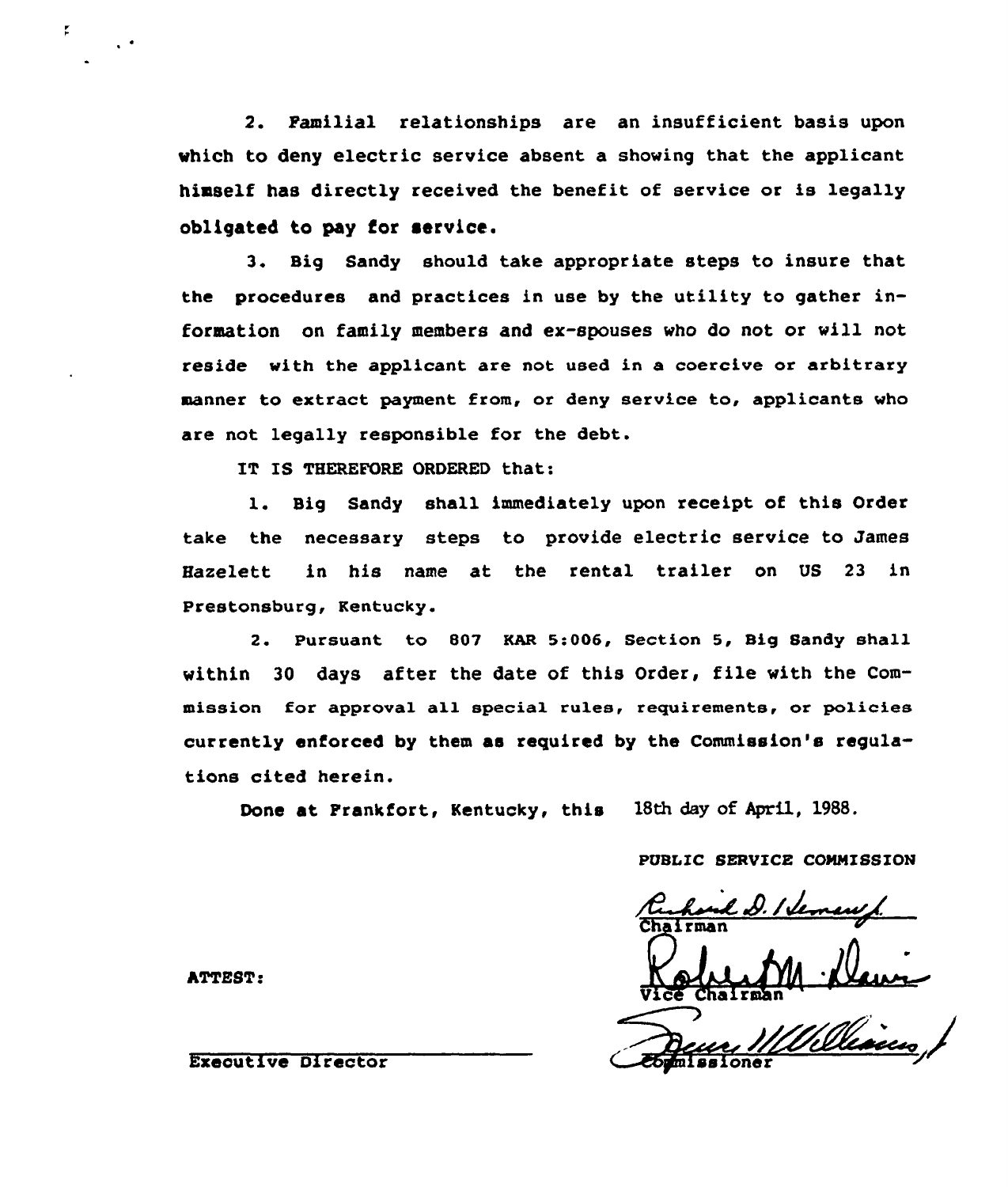2. Familial relationships are an insufficient basis upon which to deny electric service absent a showing that the applicant himself has directly received the benefit of service or is legally obligated to pay for service.

3. Big Sandy should take appropriate steps to insure that the procedures and practices in use by the utility to gather information on family members and ex-spouses who do not or will not reside with the applicant are not used in a coercive or arbitrary manner to extract payment from, or deny service to, applicants who are not legally responsible for the debt.

IT IS THEREFORE ORDERED that:

1. Big Sandy shall immediately upon receipt of this Order take the necessary steps to provide electric service to James Hazelett in his name at the rental trailer on US 23 in Prestonsburg, Kentucky.

2. Pursuant to 807 KAR 5:006, Section 5, Big Sandy shall within 30 days after the date of this Order, file with the Commission for approval all special rules, requirements, or policies currently enforced by them as required by the Commission's regulations cited herein.

Done at Frankfort, Kentucky, this 18th day of April, 1988.

PUBLIC SERVICE COMMISSION

Chairman

Vice Chairman

Commissioner

ATTEST:

Executive Director